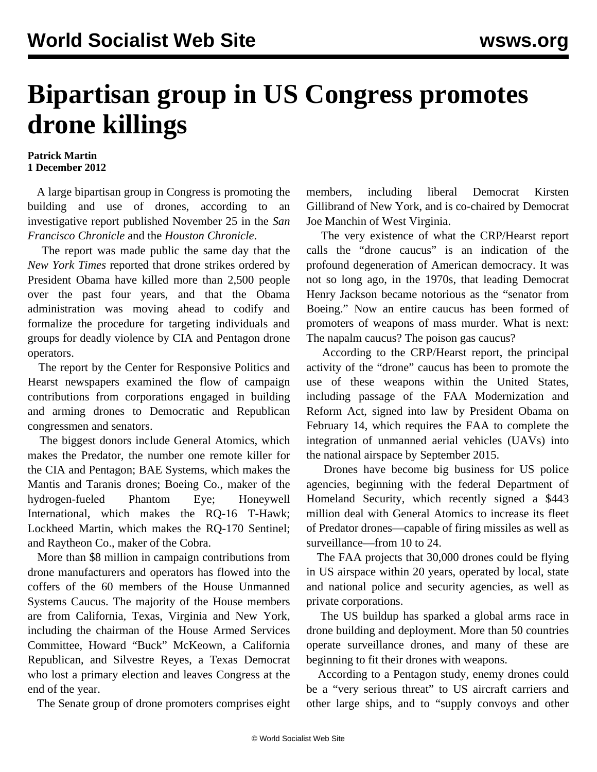# Bipartisan group in US Congress promotes drone killings

**Patrick Martin**
**1 December 2012**

A large bipartisan group in Congress is promoting the building and use of drones, according to an investigative report published November 25 in the *San Francisco Chronicle* and the *Houston Chronicle*.

The report was made public the same day that the *New York Times* reported that drone strikes ordered by President Obama have killed more than 2,500 people over the past four years, and that the Obama administration was moving ahead to codify and formalize the procedure for targeting individuals and groups for deadly violence by CIA and Pentagon drone operators.

The report by the Center for Responsive Politics and Hearst newspapers examined the flow of campaign contributions from corporations engaged in building and arming drones to Democratic and Republican congressmen and senators.

The biggest donors include General Atomics, which makes the Predator, the number one remote killer for the CIA and Pentagon; BAE Systems, which makes the Mantis and Taranis drones; Boeing Co., maker of the hydrogen-fueled Phantom Eye; Honeywell International, which makes the RQ-16 T-Hawk; Lockheed Martin, which makes the RQ-170 Sentinel; and Raytheon Co., maker of the Cobra.

More than $8 million in campaign contributions from drone manufacturers and operators has flowed into the coffers of the 60 members of the House Unmanned Systems Caucus. The majority of the House members are from California, Texas, Virginia and New York, including the chairman of the House Armed Services Committee, Howard "Buck" McKeown, a California Republican, and Silvestre Reyes, a Texas Democrat who lost a primary election and leaves Congress at the end of the year.

The Senate group of drone promoters comprises eight members, including liberal Democrat Kirsten Gillibrand of New York, and is co-chaired by Democrat Joe Manchin of West Virginia.

The very existence of what the CRP/Hearst report calls the "drone caucus" is an indication of the profound degeneration of American democracy. It was not so long ago, in the 1970s, that leading Democrat Henry Jackson became notorious as the "senator from Boeing." Now an entire caucus has been formed of promoters of weapons of mass murder. What is next: The napalm caucus? The poison gas caucus?

According to the CRP/Hearst report, the principal activity of the "drone" caucus has been to promote the use of these weapons within the United States, including passage of the FAA Modernization and Reform Act, signed into law by President Obama on February 14, which requires the FAA to complete the integration of unmanned aerial vehicles (UAVs) into the national airspace by September 2015.

Drones have become big business for US police agencies, beginning with the federal Department of Homeland Security, which recently signed a $443 million deal with General Atomics to increase its fleet of Predator drones—capable of firing missiles as well as surveillance—from 10 to 24.

The FAA projects that 30,000 drones could be flying in US airspace within 20 years, operated by local, state and national police and security agencies, as well as private corporations.

The US buildup has sparked a global arms race in drone building and deployment. More than 50 countries operate surveillance drones, and many of these are beginning to fit their drones with weapons.

According to a Pentagon study, enemy drones could be a "very serious threat" to US aircraft carriers and other large ships, and to "supply convoys and other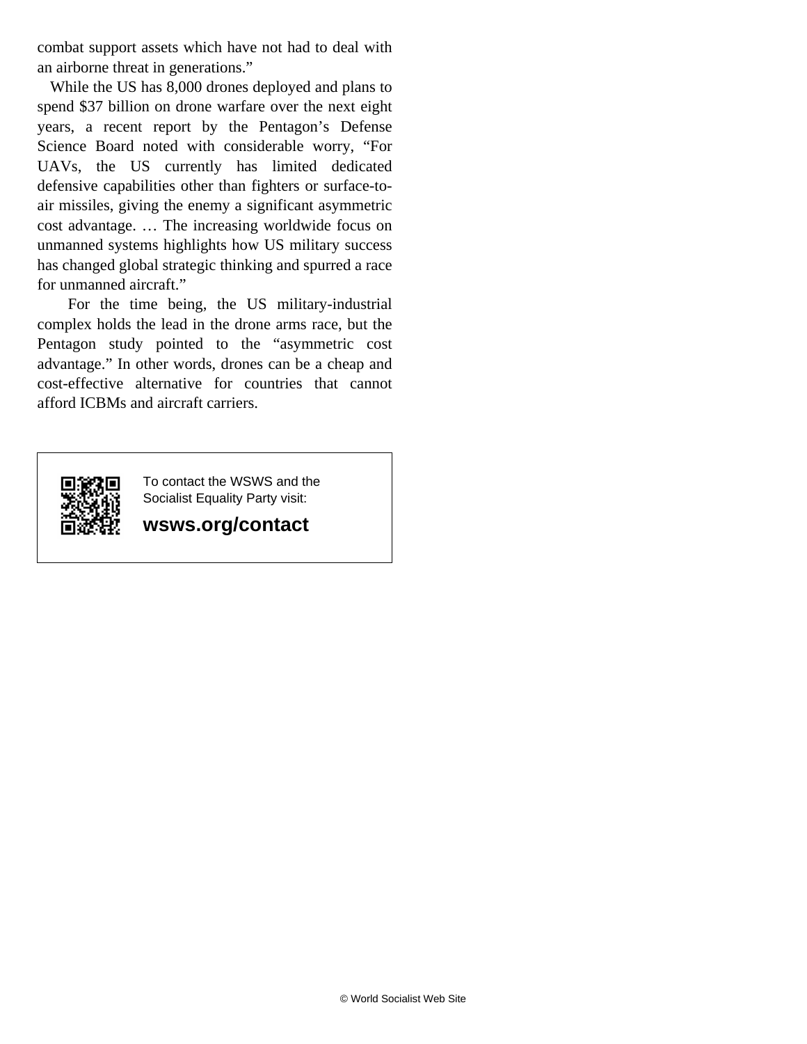combat support assets which have not had to deal with an airborne threat in generations."

While the US has 8,000 drones deployed and plans to spend $37 billion on drone warfare over the next eight years, a recent report by the Pentagon's Defense Science Board noted with considerable worry, "For UAVs, the US currently has limited dedicated defensive capabilities other than fighters or surface-to-air missiles, giving the enemy a significant asymmetric cost advantage. … The increasing worldwide focus on unmanned systems highlights how US military success has changed global strategic thinking and spurred a race for unmanned aircraft."

For the time being, the US military-industrial complex holds the lead in the drone arms race, but the Pentagon study pointed to the "asymmetric cost advantage." In other words, drones can be a cheap and cost-effective alternative for countries that cannot afford ICBMs and aircraft carriers.

To contact the WSWS and the Socialist Equality Party visit:

**wsws.org/contact**

© World Socialist Web Site